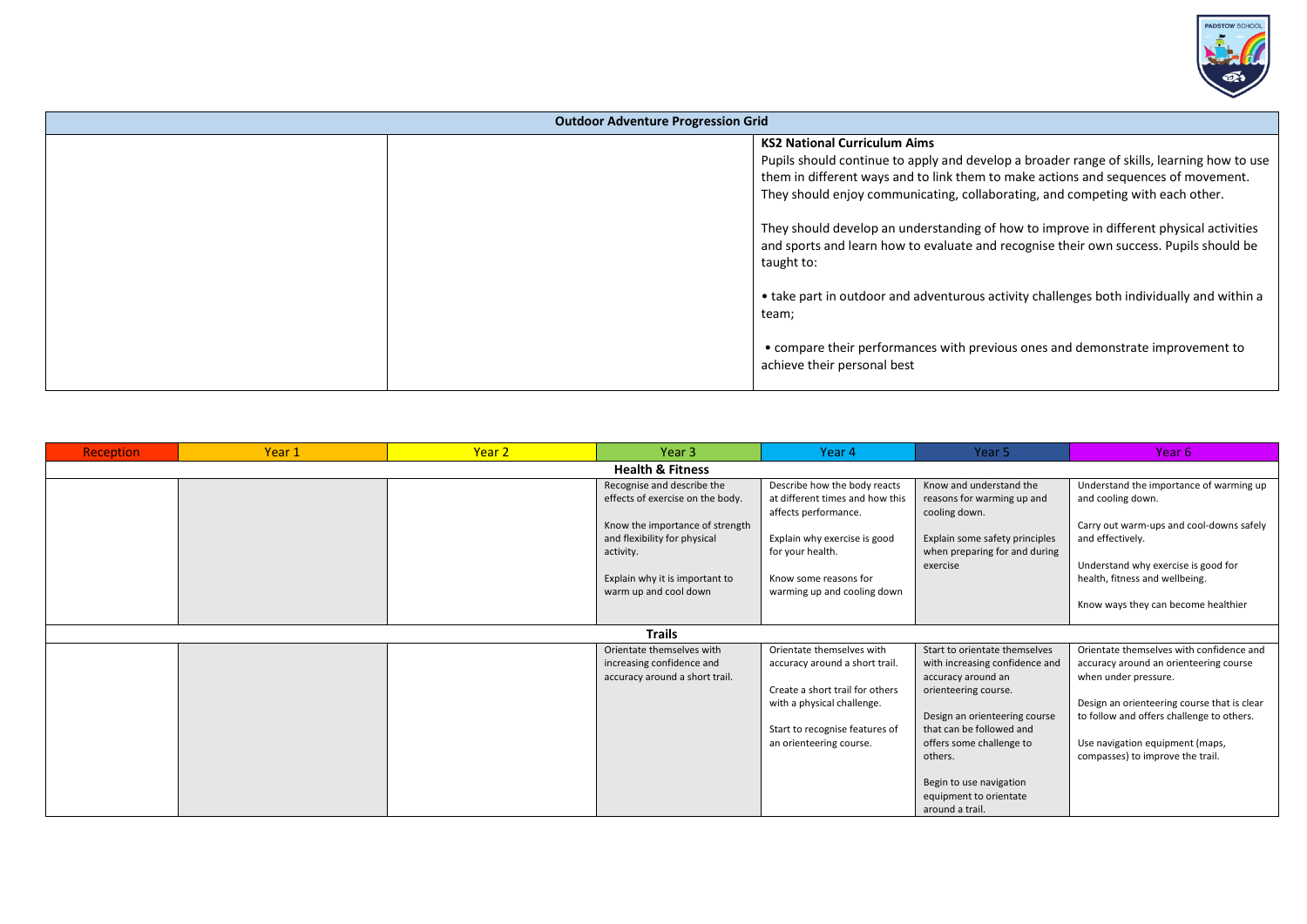| Outdoor Adventure Progression Grid | | |
|---|---|---|
| | | **KS2 National Curriculum Aims**<br>Pupils should continue to apply and develop a broader range of skills, learning how to use them in different ways and to link them to make actions and sequences of movement. They should enjoy communicating, collaborating, and competing with each other.<br><br>They should develop an understanding of how to improve in different physical activities and sports and learn how to evaluate and recognise their own success. Pupils should be taught to:<br><br>• take part in outdoor and adventurous activity challenges both individually and within a team;<br><br>• compare their performances with previous ones and demonstrate improvement to achieve their personal best |

| Reception | Year 1 | Year 2 | Year 3 | Year 4 | Year 5 | Year 6 |
|---|---|---|---|---|---|---|
| | | | **Health & Fitness** | | | |
| | | | Recognise and describe the effects of exercise on the body.<br><br>Know the importance of strength and flexibility for physical activity.<br><br>Explain why it is important to warm up and cool down | Describe how the body reacts at different times and how this affects performance.<br><br>Explain why exercise is good for your health.<br><br>Know some reasons for warming up and cooling down | Know and understand the reasons for warming up and cooling down.<br><br>Explain some safety principles when preparing for and during exercise | Understand the importance of warming up and cooling down.<br><br>Carry out warm-ups and cool-downs safely and effectively.<br><br>Understand why exercise is good for health, fitness and wellbeing.<br><br>Know ways they can become healthier |
| | | | **Trails** | | | |
| | | | Orientate themselves with increasing confidence and accuracy around a short trail. | Orientate themselves with accuracy around a short trail.<br><br>Create a short trail for others with a physical challenge.<br><br>Start to recognise features of an orienteering course. | Start to orientate themselves with increasing confidence and accuracy around an orienteering course.<br><br>Design an orienteering course that can be followed and offers some challenge to others.<br><br>Begin to use navigation equipment to orientate around a trail. | Orientate themselves with confidence and accuracy around an orienteering course when under pressure.<br><br>Design an orienteering course that is clear to follow and offers challenge to others.<br><br>Use navigation equipment (maps, compasses) to improve the trail. |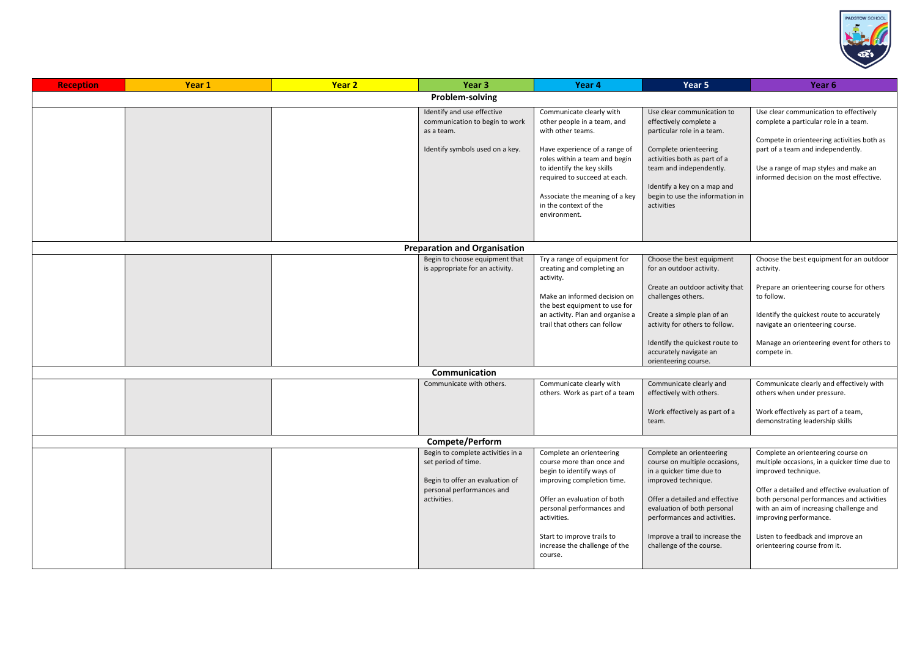| Reception | Year 1 | Year 2 | Year 3 | Year 4 | Year 5 | Year 6 |
|---|---|---|---|---|---|---|
| **Problem-solving** | | | | | | |
| | | | Identify and use effective communication to begin to work as a team.<br><br>Identify symbols used on a key. | Communicate clearly with other people in a team, and with other teams.<br><br>Have experience of a range of roles within a team and begin to identify the key skills required to succeed at each.<br><br>Associate the meaning of a key in the context of the environment. | Use clear communication to effectively complete a particular role in a team.<br><br>Complete orienteering activities both as part of a team and independently.<br><br>Identify a key on a map and begin to use the information in activities | Use clear communication to effectively complete a particular role in a team.<br><br>Compete in orienteering activities both as part of a team and independently.<br><br>Use a range of map styles and make an informed decision on the most effective. |
| **Preparation and Organisation** | | | | | | |
| | | | Begin to choose equipment that is appropriate for an activity. | Try a range of equipment for creating and completing an activity.<br><br>Make an informed decision on the best equipment to use for an activity. Plan and organise a trail that others can follow | Choose the best equipment for an outdoor activity.<br><br>Create an outdoor activity that challenges others.<br><br>Create a simple plan of an activity for others to follow.<br><br>Identify the quickest route to accurately navigate an orienteering course. | Choose the best equipment for an outdoor activity.<br><br>Prepare an orienteering course for others to follow.<br><br>Identify the quickest route to accurately navigate an orienteering course.<br><br>Manage an orienteering event for others to compete in. |
| **Communication** | | | | | | |
| | | | Communicate with others. | Communicate clearly with others. Work as part of a team | Communicate clearly and effectively with others.<br><br>Work effectively as part of a team. | Communicate clearly and effectively with others when under pressure.<br><br>Work effectively as part of a team, demonstrating leadership skills |
| **Compete/Perform** | | | | | | |
| | | | Begin to complete activities in a set period of time.<br><br>Begin to offer an evaluation of personal performances and activities. | Complete an orienteering course more than once and begin to identify ways of improving completion time.<br><br>Offer an evaluation of both personal performances and activities.<br><br>Start to improve trails to increase the challenge of the course. | Complete an orienteering course on multiple occasions, in a quicker time due to improved technique.<br><br>Offer a detailed and effective evaluation of both personal performances and activities.<br><br>Improve a trail to increase the challenge of the course. | Complete an orienteering course on multiple occasions, in a quicker time due to improved technique.<br><br>Offer a detailed and effective evaluation of both personal performances and activities with an aim of increasing challenge and improving performance.<br><br>Listen to feedback and improve an orienteering course from it. |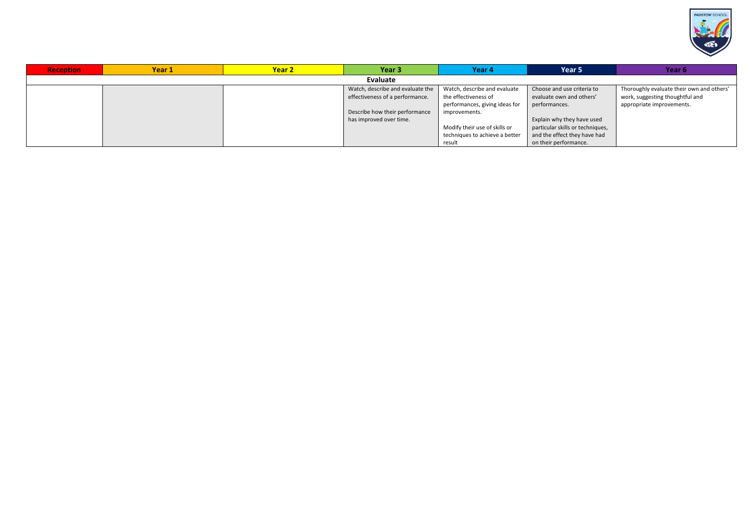| Reception | Year 1 | Year 2 | Year 3 | Year 4 | Year 5 | Year 6 |
|---|---|---|---|---|---|---|
| **Evaluate** | | | | | | |
| | | | Watch, describe and evaluate the effectiveness of a performance.<br><br>Describe how their performance has improved over time. | Watch, describe and evaluate the effectiveness of performances, giving ideas for improvements.<br><br>Modify their use of skills or techniques to achieve a better result | Choose and use criteria to evaluate own and others' performances.<br><br>Explain why they have used particular skills or techniques, and the effect they have had on their performance. | Thoroughly evaluate their own and others' work, suggesting thoughtful and appropriate improvements. |